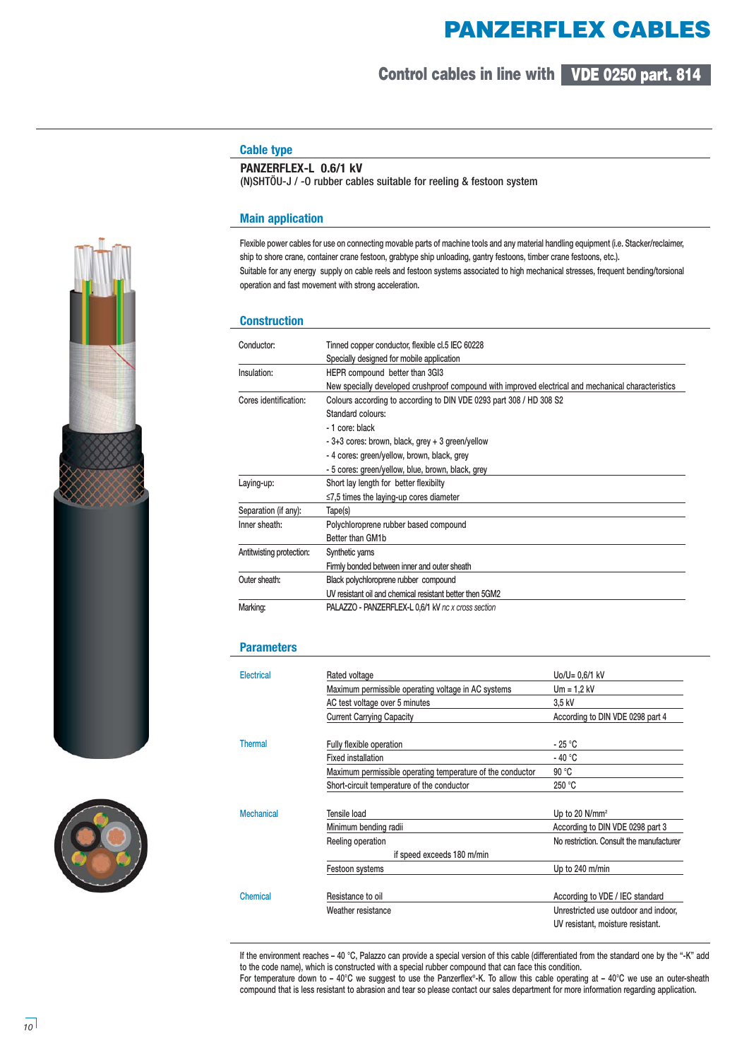# PANZERFLEX CABLES

## Control cables in line with VDE 0250 part. 814

### Cable type

**PANZERFLEX-L 0.6/1 kV**
(N)SHTÖU-J / -O rubber cables suitable for reeling & festoon system

### Main application

Flexible power cables for use on connecting movable parts of machine tools and any material handling equipment (i.e. Stacker/reclaimer, ship to shore crane, container crane festoon, grabtype ship unloading, gantry festoons, timber crane festoons, etc.).
Suitable for any energy supply on cable reels and festoon systems associated to high mechanical stresses, frequent bending/torsional operation and fast movement with strong acceleration.

### Construction

| | |
|---|---|
| Conductor: | Tinned copper conductor, flexible cl.5 IEC 60228<br>Specially designed for mobile application |
| Insulation: | HEPR compound better than 3GI3<br>New specially developed crushproof compound with improved electrical and mechanical characteristics |
| Cores identification: | Colours according to according to DIN VDE 0293 part 308 / HD 308 S2<br>Standard colours:<br>- 1 core: black<br>- 3+3 cores: brown, black, grey + 3 green/yellow<br>- 4 cores: green/yellow, brown, black, grey<br>- 5 cores: green/yellow, blue, brown, black, grey |
| Laying-up: | Short lay length for better flexibilty<br>≤7,5 times the laying-up cores diameter |
| Separation (if any): | Tape(s) |
| Inner sheath: | Polychloroprene rubber based compound<br>Better than GM1b |
| Antitwisting protection: | Synthetic yarns<br>Firmly bonded between inner and outer sheath |
| Outer sheath: | Black polychloroprene rubber compound<br>UV resistant oil and chemical resistant better then 5GM2 |
| Marking: | PALAZZO - PANZERFLEX-L 0,6/1 kV *nc x cross section* |

### Parameters

| | | |
|---|---|---|
| Electrical | Rated voltage | Uo/U= 0,6/1 kV |
| | Maximum permissible operating voltage in AC systems | Um = 1,2 kV |
| | AC test voltage over 5 minutes | 3,5 kV |
| | Current Carrying Capacity | According to DIN VDE 0298 part 4 |
| Thermal | Fully flexible operation | - 25 °C |
| | Fixed installation | - 40 °C |
| | Maximum permissible operating temperature of the conductor | 90 °C |
| | Short-circuit temperature of the conductor | 250 °C |
| Mechanical | Tensile load | Up to 20 N/mm² |
| | Minimum bending radii | According to DIN VDE 0298 part 3 |
| | Reeling operation<br>if speed exceeds 180 m/min | No restriction. Consult the manufacturer |
| | Festoon systems | Up to 240 m/min |
| Chemical | Resistance to oil | According to VDE / IEC standard |
| | Weather resistance | Unrestricted use outdoor and indoor, UV resistant, moisture resistant. |

If the environment reaches – 40 °C, Palazzo can provide a special version of this cable (differentiated from the standard one by the "-K" add to the code name), which is constructed with a special rubber compound that can face this condition.
For temperature down to – 40°C we suggest to use the Panzerflex®-K. To allow this cable operating at – 40°C we use an outer-sheath compound that is less resistant to abrasion and tear so please contact our sales department for more information regarding application.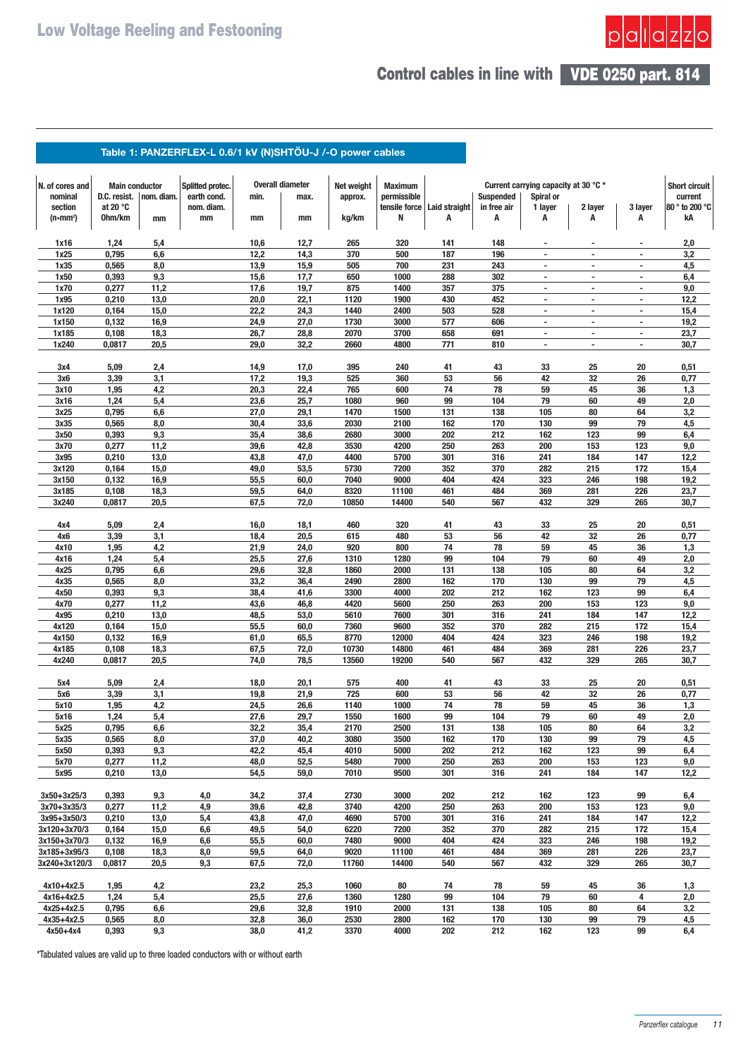# Low Voltage Reeling and Festooning

## Control cables in line with VDE 0250 part. 814

### Table 1: PANZERFLEX-L 0.6/1 kV (N)SHTÖU-J /-O power cables

| N. of cores and nominal section | Main conductor D.C. resist. at 20 °C | Main conductor nom. diam. | Splitted protec. earth cond. nom. diam. | Overall diameter min. | Overall diameter max. | Net weight approx. | Maximum permissible tensile force | Current carrying capacity at 30 °C * Laid straight | Suspended in free air | Spiral or 1 layer | 2 layer | 3 layer | Short circuit current 80 ° to 200 °C |
|---|---|---|---|---|---|---|---|---|---|---|---|---|---|
| (n•mm²) | Ohm/km | mm | mm | mm | mm | kg/km | N | A | A | A | A | A | kA |
| 1x16 | 1,24 | 5,4 | | 10,6 | 12,7 | 265 | 320 | 141 | 148 | - | - | - | 2,0 |
| 1x25 | 0,795 | 6,6 | | 12,2 | 14,3 | 370 | 500 | 187 | 196 | - | - | - | 3,2 |
| 1x35 | 0,565 | 8,0 | | 13,9 | 15,9 | 505 | 700 | 231 | 243 | - | - | - | 4,5 |
| 1x50 | 0,393 | 9,3 | | 15,6 | 17,7 | 650 | 1000 | 288 | 302 | - | - | - | 6,4 |
| 1x70 | 0,277 | 11,2 | | 17,6 | 19,7 | 875 | 1400 | 357 | 375 | - | - | - | 9,0 |
| 1x95 | 0,210 | 13,0 | | 20,0 | 22,1 | 1120 | 1900 | 430 | 452 | - | - | - | 12,2 |
| 1x120 | 0,164 | 15,0 | | 22,2 | 24,3 | 1440 | 2400 | 503 | 528 | - | - | - | 15,4 |
| 1x150 | 0,132 | 16,9 | | 24,9 | 27,0 | 1730 | 3000 | 577 | 606 | - | - | - | 19,2 |
| 1x185 | 0,108 | 18,3 | | 26,7 | 28,8 | 2070 | 3700 | 658 | 691 | - | - | - | 23,7 |
| 1x240 | 0,0817 | 20,5 | | 29,0 | 32,2 | 2660 | 4800 | 771 | 810 | - | - | - | 30,7 |
| 3x4 | 5,09 | 2,4 | | 14,9 | 17,0 | 395 | 240 | 41 | 43 | 33 | 25 | 20 | 0,51 |
| 3x6 | 3,39 | 3,1 | | 17,2 | 19,3 | 525 | 360 | 53 | 56 | 42 | 32 | 26 | 0,77 |
| 3x10 | 1,95 | 4,2 | | 20,3 | 22,4 | 765 | 600 | 74 | 78 | 59 | 45 | 36 | 1,3 |
| 3x16 | 1,24 | 5,4 | | 23,6 | 25,7 | 1080 | 960 | 99 | 104 | 79 | 60 | 49 | 2,0 |
| 3x25 | 0,795 | 6,6 | | 27,0 | 29,1 | 1470 | 1500 | 131 | 138 | 105 | 80 | 64 | 3,2 |
| 3x35 | 0,565 | 8,0 | | 30,4 | 33,6 | 2030 | 2100 | 162 | 170 | 130 | 99 | 79 | 4,5 |
| 3x50 | 0,393 | 9,3 | | 35,4 | 38,6 | 2680 | 3000 | 202 | 212 | 162 | 123 | 99 | 6,4 |
| 3x70 | 0,277 | 11,2 | | 39,6 | 42,8 | 3530 | 4200 | 250 | 263 | 200 | 153 | 123 | 9,0 |
| 3x95 | 0,210 | 13,0 | | 43,8 | 47,0 | 4400 | 5700 | 301 | 316 | 241 | 184 | 147 | 12,2 |
| 3x120 | 0,164 | 15,0 | | 49,0 | 53,5 | 5730 | 7200 | 352 | 370 | 282 | 215 | 172 | 15,4 |
| 3x150 | 0,132 | 16,9 | | 55,5 | 60,0 | 7040 | 9000 | 404 | 424 | 323 | 246 | 198 | 19,2 |
| 3x185 | 0,108 | 18,3 | | 59,5 | 64,0 | 8320 | 11100 | 461 | 484 | 369 | 281 | 226 | 23,7 |
| 3x240 | 0,0817 | 20,5 | | 67,5 | 72,0 | 10850 | 14400 | 540 | 567 | 432 | 329 | 265 | 30,7 |
| 4x4 | 5,09 | 2,4 | | 16,0 | 18,1 | 460 | 320 | 41 | 43 | 33 | 25 | 20 | 0,51 |
| 4x6 | 3,39 | 3,1 | | 18,4 | 20,5 | 615 | 480 | 53 | 56 | 42 | 32 | 26 | 0,77 |
| 4x10 | 1,95 | 4,2 | | 21,9 | 24,0 | 920 | 800 | 74 | 78 | 59 | 45 | 36 | 1,3 |
| 4x16 | 1,24 | 5,4 | | 25,5 | 27,6 | 1310 | 1280 | 99 | 104 | 79 | 60 | 49 | 2,0 |
| 4x25 | 0,795 | 6,6 | | 29,6 | 32,8 | 1860 | 2000 | 131 | 138 | 105 | 80 | 64 | 3,2 |
| 4x35 | 0,565 | 8,0 | | 33,2 | 36,4 | 2490 | 2800 | 162 | 170 | 130 | 99 | 79 | 4,5 |
| 4x50 | 0,393 | 9,3 | | 38,4 | 41,6 | 3300 | 4000 | 202 | 212 | 162 | 123 | 99 | 6,4 |
| 4x70 | 0,277 | 11,2 | | 43,6 | 46,8 | 4420 | 5600 | 250 | 263 | 200 | 153 | 123 | 9,0 |
| 4x95 | 0,210 | 13,0 | | 48,5 | 53,0 | 5610 | 7600 | 301 | 316 | 241 | 184 | 147 | 12,2 |
| 4x120 | 0,164 | 15,0 | | 55,5 | 60,0 | 7360 | 9600 | 352 | 370 | 282 | 215 | 172 | 15,4 |
| 4x150 | 0,132 | 16,9 | | 61,0 | 65,5 | 8770 | 12000 | 404 | 424 | 323 | 246 | 198 | 19,2 |
| 4x185 | 0,108 | 18,3 | | 67,5 | 72,0 | 10730 | 14800 | 461 | 484 | 369 | 281 | 226 | 23,7 |
| 4x240 | 0,0817 | 20,5 | | 74,0 | 78,5 | 13560 | 19200 | 540 | 567 | 432 | 329 | 265 | 30,7 |
| 5x4 | 5,09 | 2,4 | | 18,0 | 20,1 | 575 | 400 | 41 | 43 | 33 | 25 | 20 | 0,51 |
| 5x6 | 3,39 | 3,1 | | 19,8 | 21,9 | 725 | 600 | 53 | 56 | 42 | 32 | 26 | 0,77 |
| 5x10 | 1,95 | 4,2 | | 24,5 | 26,6 | 1140 | 1000 | 74 | 78 | 59 | 45 | 36 | 1,3 |
| 5x16 | 1,24 | 5,4 | | 27,6 | 29,7 | 1550 | 1600 | 99 | 104 | 79 | 60 | 49 | 2,0 |
| 5x25 | 0,795 | 6,6 | | 32,2 | 35,4 | 2170 | 2500 | 131 | 138 | 105 | 80 | 64 | 3,2 |
| 5x35 | 0,565 | 8,0 | | 37,0 | 40,2 | 3080 | 3500 | 162 | 170 | 130 | 99 | 79 | 4,5 |
| 5x50 | 0,393 | 9,3 | | 42,2 | 45,4 | 4010 | 5000 | 202 | 212 | 162 | 123 | 99 | 6,4 |
| 5x70 | 0,277 | 11,2 | | 48,0 | 52,5 | 5480 | 7000 | 250 | 263 | 200 | 153 | 123 | 9,0 |
| 5x95 | 0,210 | 13,0 | | 54,5 | 59,0 | 7010 | 9500 | 301 | 316 | 241 | 184 | 147 | 12,2 |
| 3x50+3x25/3 | 0,393 | 9,3 | 4,0 | 34,2 | 37,4 | 2730 | 3000 | 202 | 212 | 162 | 123 | 99 | 6,4 |
| 3x70+3x35/3 | 0,277 | 11,2 | 4,9 | 39,6 | 42,8 | 3740 | 4200 | 250 | 263 | 200 | 153 | 123 | 9,0 |
| 3x95+3x50/3 | 0,210 | 13,0 | 5,4 | 43,8 | 47,0 | 4690 | 5700 | 301 | 316 | 241 | 184 | 147 | 12,2 |
| 3x120+3x70/3 | 0,164 | 15,0 | 6,6 | 49,5 | 54,0 | 6220 | 7200 | 352 | 370 | 282 | 215 | 172 | 15,4 |
| 3x150+3x70/3 | 0,132 | 16,9 | 6,6 | 55,5 | 60,0 | 7480 | 9000 | 404 | 424 | 323 | 246 | 198 | 19,2 |
| 3x185+3x95/3 | 0,108 | 18,3 | 8,0 | 59,5 | 64,0 | 9020 | 11100 | 461 | 484 | 369 | 281 | 226 | 23,7 |
| 3x240+3x120/3 | 0,0817 | 20,5 | 9,3 | 67,5 | 72,0 | 11760 | 14400 | 540 | 567 | 432 | 329 | 265 | 30,7 |
| 4x10+4x2.5 | 1,95 | 4,2 | | 23,2 | 25,3 | 1060 | 80 | 74 | 78 | 59 | 45 | 36 | 1,3 |
| 4x16+4x2.5 | 1,24 | 5,4 | | 25,5 | 27,6 | 1360 | 1280 | 99 | 104 | 79 | 60 | 4 | 2,0 |
| 4x25+4x2.5 | 0,795 | 6,6 | | 29,6 | 32,8 | 1910 | 2000 | 131 | 138 | 105 | 80 | 64 | 3,2 |
| 4x35+4x2.5 | 0,565 | 8,0 | | 32,8 | 36,0 | 2530 | 2800 | 162 | 170 | 130 | 99 | 79 | 4,5 |
| 4x50+4x4 | 0,393 | 9,3 | | 38,0 | 41,2 | 3370 | 4000 | 202 | 212 | 162 | 123 | 99 | 6,4 |

*Tabulated values are valid up to three loaded conductors with or without earth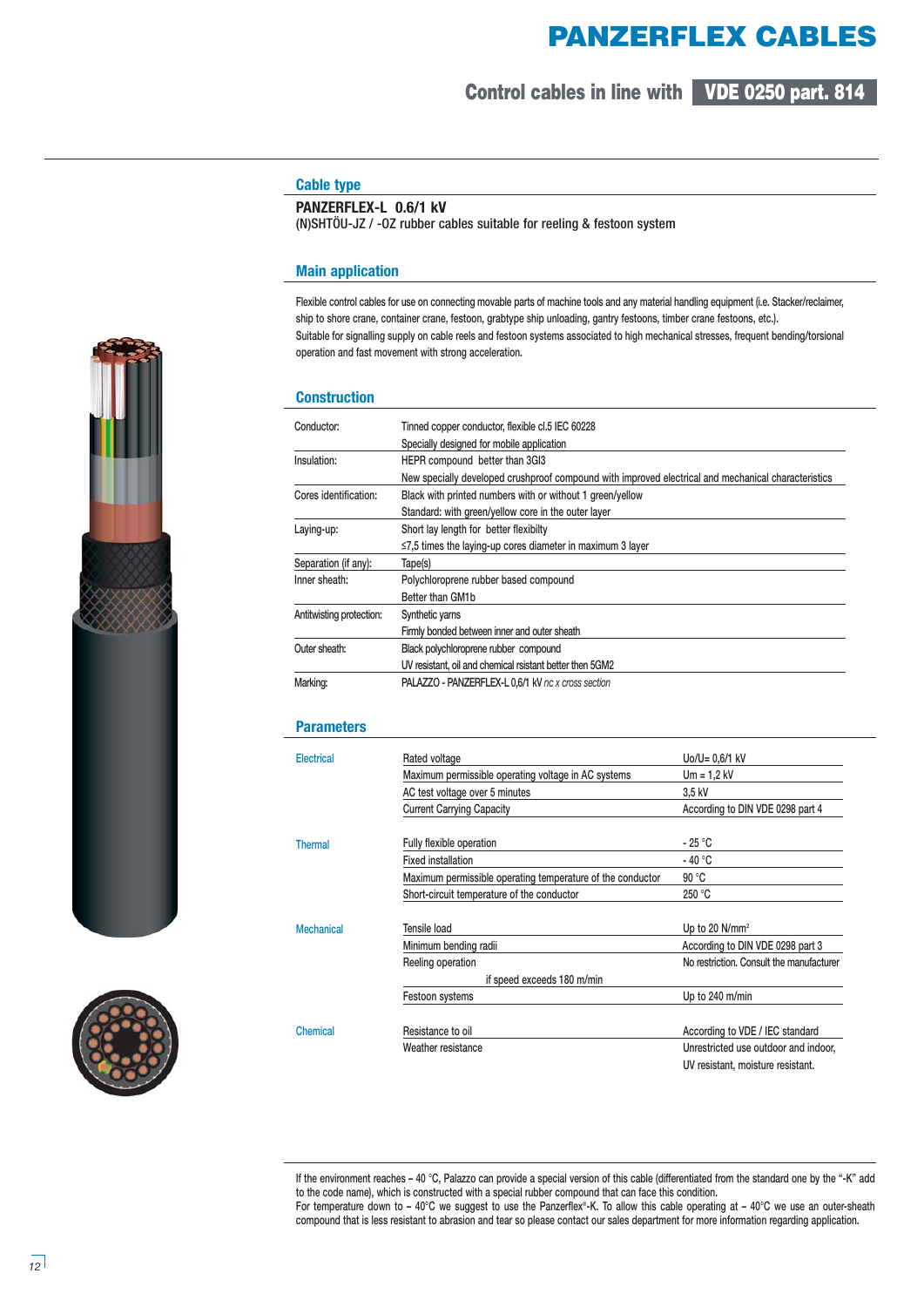# PANZERFLEX CABLES

## Control cables in line with VDE 0250 part. 814

### Cable type

**PANZERFLEX-L 0.6/1 kV**

(N)SHTÖU-JZ / -OZ rubber cables suitable for reeling & festoon system

### Main application

Flexible control cables for use on connecting movable parts of machine tools and any material handling equipment (i.e. Stacker/reclaimer, ship to shore crane, container crane, festoon, grabtype ship unloading, gantry festoons, timber crane festoons, etc.).
Suitable for signalling supply on cable reels and festoon systems associated to high mechanical stresses, frequent bending/torsional operation and fast movement with strong acceleration.

### Construction

| | |
|---|---|
| Conductor: | Tinned copper conductor, flexible cl.5 IEC 60228<br>Specially designed for mobile application |
| Insulation: | HEPR compound better than 3GI3<br>New specially developed crushproof compound with improved electrical and mechanical characteristics |
| Cores identification: | Black with printed numbers with or without 1 green/yellow<br>Standard: with green/yellow core in the outer layer |
| Laying-up: | Short lay length for better flexibilty<br>≤7,5 times the laying-up cores diameter in maximum 3 layer |
| Separation (if any): | Tape(s) |
| Inner sheath: | Polychloroprene rubber based compound<br>Better than GM1b |
| Antitwisting protection: | Synthetic yarns<br>Firmly bonded between inner and outer sheath |
| Outer sheath: | Black polychloroprene rubber compound<br>UV resistant, oil and chemical rsistant better then 5GM2 |
| Marking: | PALAZZO - PANZERFLEX-L 0,6/1 kV *nc x cross section* |

### Parameters

| | | |
|---|---|---|
| Electrical | Rated voltage | Uo/U= 0,6/1 kV |
| | Maximum permissible operating voltage in AC systems | Um = 1,2 kV |
| | AC test voltage over 5 minutes | 3,5 kV |
| | Current Carrying Capacity | According to DIN VDE 0298 part 4 |
| Thermal | Fully flexible operation | - 25 °C |
| | Fixed installation | - 40 °C |
| | Maximum permissible operating temperature of the conductor | 90 °C |
| | Short-circuit temperature of the conductor | 250 °C |
| Mechanical | Tensile load | Up to 20 N/mm² |
| | Minimum bending radii | According to DIN VDE 0298 part 3 |
| | Reeling operation<br>if speed exceeds 180 m/min | No restriction. Consult the manufacturer |
| | Festoon systems | Up to 240 m/min |
| Chemical | Resistance to oil | According to VDE / IEC standard |
| | Weather resistance | Unrestricted use outdoor and indoor, UV resistant, moisture resistant. |

If the environment reaches – 40 °C, Palazzo can provide a special version of this cable (differentiated from the standard one by the "-K" add to the code name), which is constructed with a special rubber compound that can face this condition.
For temperature down to – 40°C we suggest to use the Panzerflex®-K. To allow this cable operating at – 40°C we use an outer-sheath compound that is less resistant to abrasion and tear so please contact our sales department for more information regarding application.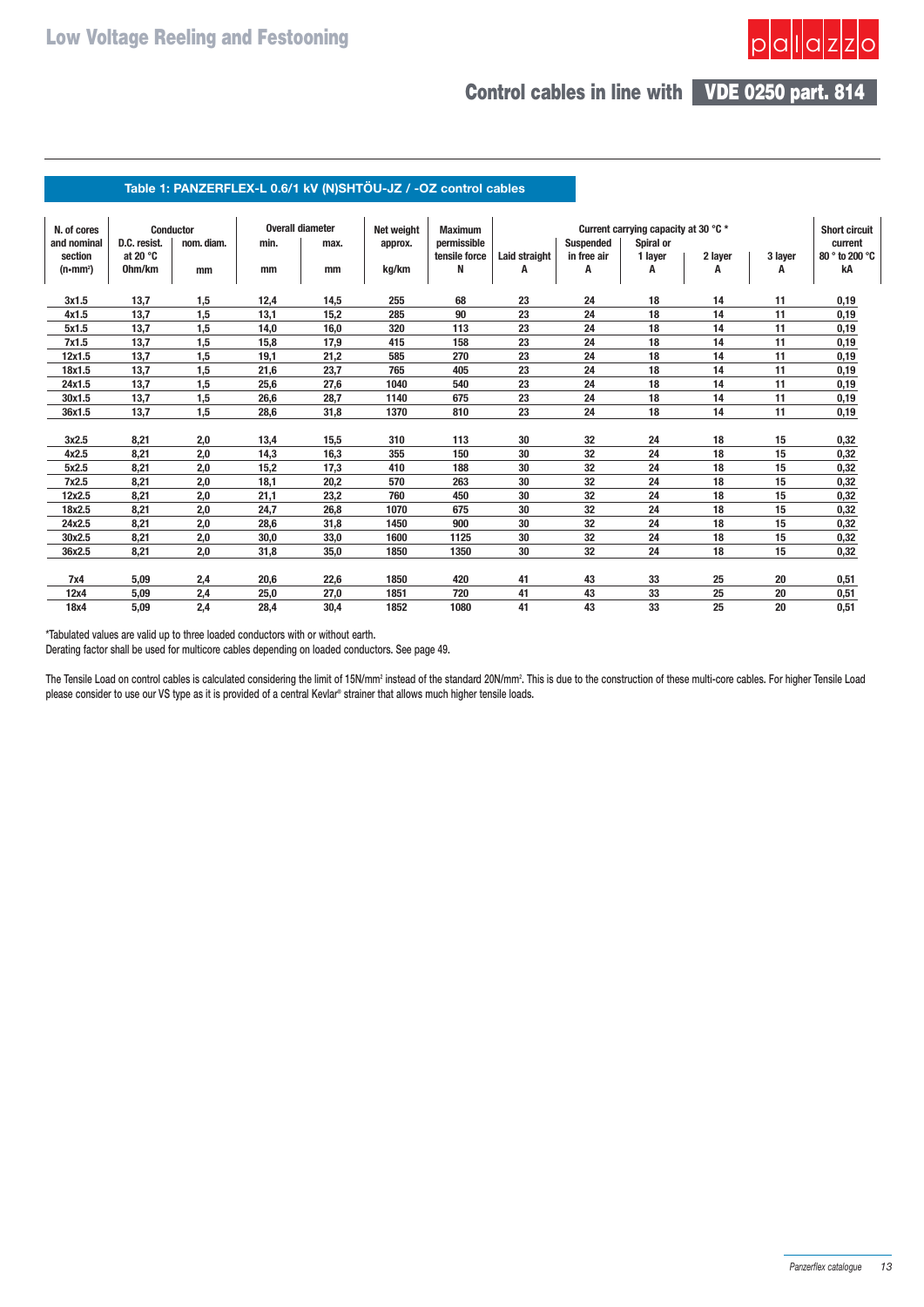# Low Voltage Reeling and Festooning

## Control cables in line with VDE 0250 part. 814

### Table 1: PANZERFLEX-L 0.6/1 kV (N)SHTÖU-JZ / -OZ control cables

| N. of cores and nominal section | Conductor | | Overall diameter | | Net weight approx. | Maximum permissible tensile force | Current carrying capacity at 30 °C * | | | | | Short circuit current 80 ° to 200 °C |
|---|---|---|---|---|---|---|---|---|---|---|---|---|
| | D.C. resist. at 20 °C | nom. diam. | min. | max. | | | Laid straight | Suspended in free air | Spiral or 1 layer | 2 layer | 3 layer | |
| (n•mm²) | Ohm/km | mm | mm | mm | kg/km | N | A | A | A | A | A | kA |
| 3x1.5 | 13,7 | 1,5 | 12,4 | 14,5 | 255 | 68 | 23 | 24 | 18 | 14 | 11 | 0,19 |
| 4x1.5 | 13,7 | 1,5 | 13,1 | 15,2 | 285 | 90 | 23 | 24 | 18 | 14 | 11 | 0,19 |
| 5x1.5 | 13,7 | 1,5 | 14,0 | 16,0 | 320 | 113 | 23 | 24 | 18 | 14 | 11 | 0,19 |
| 7x1.5 | 13,7 | 1,5 | 15,8 | 17,9 | 415 | 158 | 23 | 24 | 18 | 14 | 11 | 0,19 |
| 12x1.5 | 13,7 | 1,5 | 19,1 | 21,2 | 585 | 270 | 23 | 24 | 18 | 14 | 11 | 0,19 |
| 18x1.5 | 13,7 | 1,5 | 21,6 | 23,7 | 765 | 405 | 23 | 24 | 18 | 14 | 11 | 0,19 |
| 24x1.5 | 13,7 | 1,5 | 25,6 | 27,6 | 1040 | 540 | 23 | 24 | 18 | 14 | 11 | 0,19 |
| 30x1.5 | 13,7 | 1,5 | 26,6 | 28,7 | 1140 | 675 | 23 | 24 | 18 | 14 | 11 | 0,19 |
| 36x1.5 | 13,7 | 1,5 | 28,6 | 31,8 | 1370 | 810 | 23 | 24 | 18 | 14 | 11 | 0,19 |
| 3x2.5 | 8,21 | 2,0 | 13,4 | 15,5 | 310 | 113 | 30 | 32 | 24 | 18 | 15 | 0,32 |
| 4x2.5 | 8,21 | 2,0 | 14,3 | 16,3 | 355 | 150 | 30 | 32 | 24 | 18 | 15 | 0,32 |
| 5x2.5 | 8,21 | 2,0 | 15,2 | 17,3 | 410 | 188 | 30 | 32 | 24 | 18 | 15 | 0,32 |
| 7x2.5 | 8,21 | 2,0 | 18,1 | 20,2 | 570 | 263 | 30 | 32 | 24 | 18 | 15 | 0,32 |
| 12x2.5 | 8,21 | 2,0 | 21,1 | 23,2 | 760 | 450 | 30 | 32 | 24 | 18 | 15 | 0,32 |
| 18x2.5 | 8,21 | 2,0 | 24,7 | 26,8 | 1070 | 675 | 30 | 32 | 24 | 18 | 15 | 0,32 |
| 24x2.5 | 8,21 | 2,0 | 28,6 | 31,8 | 1450 | 900 | 30 | 32 | 24 | 18 | 15 | 0,32 |
| 30x2.5 | 8,21 | 2,0 | 30,0 | 33,0 | 1600 | 1125 | 30 | 32 | 24 | 18 | 15 | 0,32 |
| 36x2.5 | 8,21 | 2,0 | 31,8 | 35,0 | 1850 | 1350 | 30 | 32 | 24 | 18 | 15 | 0,32 |
| 7x4 | 5,09 | 2,4 | 20,6 | 22,6 | 1850 | 420 | 41 | 43 | 33 | 25 | 20 | 0,51 |
| 12x4 | 5,09 | 2,4 | 25,0 | 27,0 | 1851 | 720 | 41 | 43 | 33 | 25 | 20 | 0,51 |
| 18x4 | 5,09 | 2,4 | 28,4 | 30,4 | 1852 | 1080 | 41 | 43 | 33 | 25 | 20 | 0,51 |

*Tabulated values are valid up to three loaded conductors with or without earth.
Derating factor shall be used for multicore cables depending on loaded conductors. See page 49.

The Tensile Load on control cables is calculated considering the limit of 15N/mm² instead of the standard 20N/mm². This is due to the construction of these multi-core cables. For higher Tensile Load please consider to use our VS type as it is provided of a central Kevlar® strainer that allows much higher tensile loads.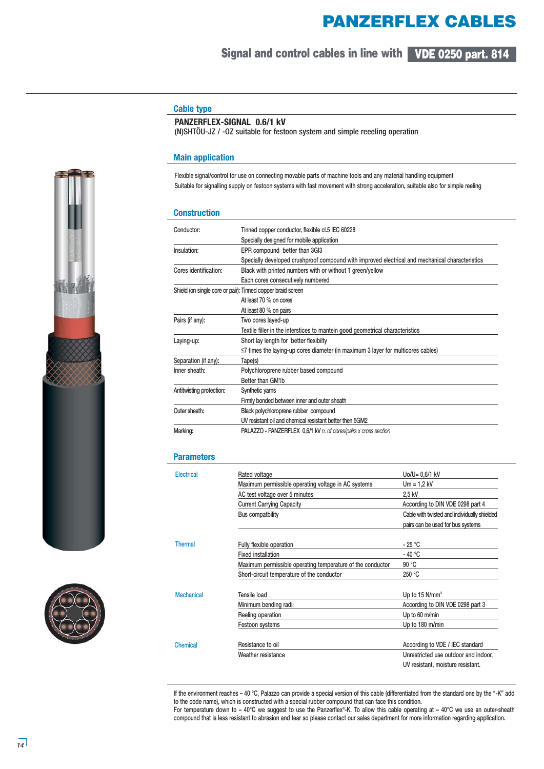# PANZERFLEX CABLES

## Signal and control cables in line with VDE 0250 part. 814

### Cable type

**PANZERFLEX-SIGNAL 0.6/1 kV**
(N)SHTÖU-JZ / -OZ suitable for festoon system and simple reeeling operation

### Main application

Flexible signal/control for use on connecting movable parts of machine tools and any material handling equipment
Suitable for signalling supply on festoon systems with fast movement with strong acceleration, suitable also for simple reeling

### Construction

| | |
|---|---|
| Conductor: | Tinned copper conductor, flexible cl.5 IEC 60228 |
| | Specially designed for mobile application |
| Insulation: | EPR compound better than 3GI3 |
| | Specially developed crushproof compound with improved electrical and mechanical characteristics |
| Cores identification: | Black with printed numbers with or without 1 green/yellow |
| | Each cores consecutively numbered |
| Shield (on single core or pair): | Tinned copper braid screen |
| | At least 70 % on cores |
| | At least 80 % on pairs |
| Pairs (if any): | Two cores layed-up |
| | Textile filler in the interstices to mantein good geometrical characteristics |
| Laying-up: | Short lay length for better flexibilty |
| | ≤7 times the laying-up cores diameter (in maximum 3 layer for multicores cables) |
| Separation (if any): | Tape(s) |
| Inner sheath: | Polychloroprene rubber based compound |
| | Better than GM1b |
| Antitwisting protection: | Synthetic yarns |
| | Firmly bonded between inner and outer sheath |
| Outer sheath: | Black polychloroprene rubber compound |
| | UV resistant oil and chemical resistant better then 5GM2 |
| Marking: | PALAZZO - PANZERFLEX 0,6/1 kV *n. of cores/pairs x cross section* |

### Parameters

| | | |
|---|---|---|
| Electrical | Rated voltage | Uo/U= 0,6/1 kV |
| | Maximum permissible operating voltage in AC systems | Um = 1,2 kV |
| | AC test voltage over 5 minutes | 2,5 kV |
| | Current Carrying Capacity | According to DIN VDE 0298 part 4 |
| | Bus compatbility | Cable with twisted and individually shielded pairs can be used for bus systems |
| Thermal | Fully flexible operation | - 25 °C |
| | Fixed installation | - 40 °C |
| | Maximum permissible operating temperature of the conductor | 90 °C |
| | Short-circuit temperature of the conductor | 250 °C |
| Mechanical | Tensile load | Up to 15 N/mm² |
| | Minimum bending radii | According to DIN VDE 0298 part 3 |
| | Reeling operation | Up to 60 m/min |
| | Festoon systems | Up to 180 m/min |
| Chemical | Resistance to oil | According to VDE / IEC standard |
| | Weather resistance | Unrestricted use outdoor and indoor, UV resistant, moisture resistant. |

If the environment reaches – 40 °C, Palazzo can provide a special version of this cable (differentiated from the standard one by the "-K" add to the code name), which is constructed with a special rubber compound that can face this condition.
For temperature down to – 40°C we suggest to use the Panzerflex®-K. To allow this cable operating at – 40°C we use an outer-sheath compound that is less resistant to abrasion and tear so please contact our sales department for more information regarding application.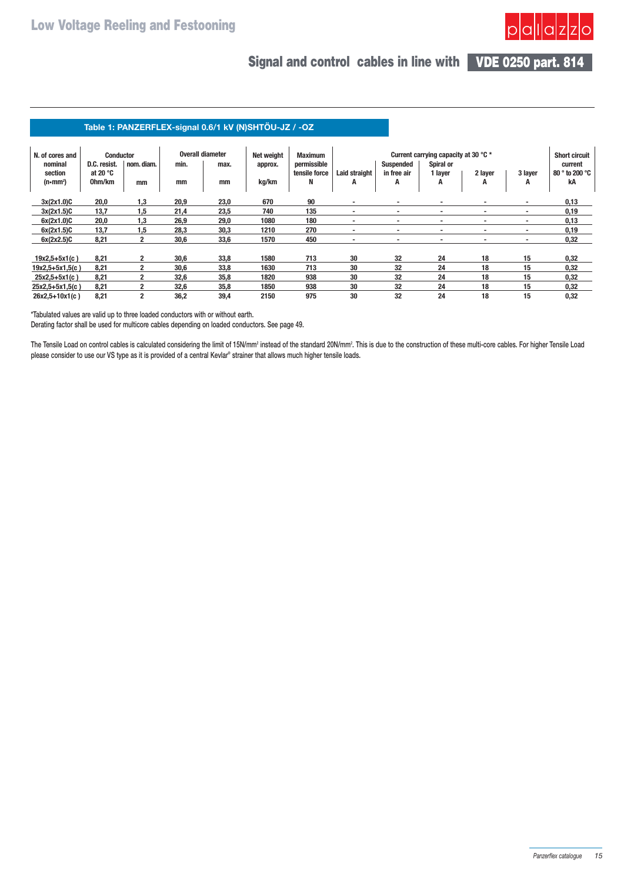# Low Voltage Reeling and Festooning

## Signal and control cables in line with VDE 0250 part. 814

### Table 1: PANZERFLEX-signal 0.6/1 kV (N)SHTÖU-JZ / -OZ

| N. of cores and nominal section | Conductor | | Overall diameter | | Net weight | Maximum permissible tensile force | Current carrying capacity at 30 °C * | | | | | Short circuit current |
|---|---|---|---|---|---|---|---|---|---|---|---|---|
| | D.C. resist. at 20 °C | nom. diam. | min. | max. | approx. | | Laid straight | Suspended in free air | Spiral or 1 layer | 2 layer | 3 layer | 80 ° to 200 °C |
| (n•mm²) | Ohm/km | mm | mm | mm | kg/km | N | A | A | A | A | A | kA |
| 3x(2x1.0)C | 20,0 | 1,3 | 20,9 | 23,0 | 670 | 90 | - | - | - | - | - | 0,13 |
| 3x(2x1.5)C | 13,7 | 1,5 | 21,4 | 23,5 | 740 | 135 | - | - | - | - | - | 0,19 |
| 6x(2x1.0)C | 20,0 | 1,3 | 26,9 | 29,0 | 1080 | 180 | - | - | - | - | - | 0,13 |
| 6x(2x1.5)C | 13,7 | 1,5 | 28,3 | 30,3 | 1210 | 270 | - | - | - | - | - | 0,19 |
| 6x(2x2.5)C | 8,21 | 2 | 30,6 | 33,6 | 1570 | 450 | - | - | - | - | - | 0,32 |
| 19x2,5+5x1(c ) | 8,21 | 2 | 30,6 | 33,8 | 1580 | 713 | 30 | 32 | 24 | 18 | 15 | 0,32 |
| 19x2,5+5x1,5(c ) | 8,21 | 2 | 30,6 | 33,8 | 1630 | 713 | 30 | 32 | 24 | 18 | 15 | 0,32 |
| 25x2,5+5x1(c ) | 8,21 | 2 | 32,6 | 35,8 | 1820 | 938 | 30 | 32 | 24 | 18 | 15 | 0,32 |
| 25x2,5+5x1,5(c ) | 8,21 | 2 | 32,6 | 35,8 | 1850 | 938 | 30 | 32 | 24 | 18 | 15 | 0,32 |
| 26x2,5+10x1(c ) | 8,21 | 2 | 36,2 | 39,4 | 2150 | 975 | 30 | 32 | 24 | 18 | 15 | 0,32 |

*Tabulated values are valid up to three loaded conductors with or without earth.
Derating factor shall be used for multicore cables depending on loaded conductors. See page 49.

The Tensile Load on control cables is calculated considering the limit of 15N/mm² instead of the standard 20N/mm². This is due to the construction of these multi-core cables. For higher Tensile Load please consider to use our VS type as it is provided of a central Kevlar® strainer that allows much higher tensile loads.